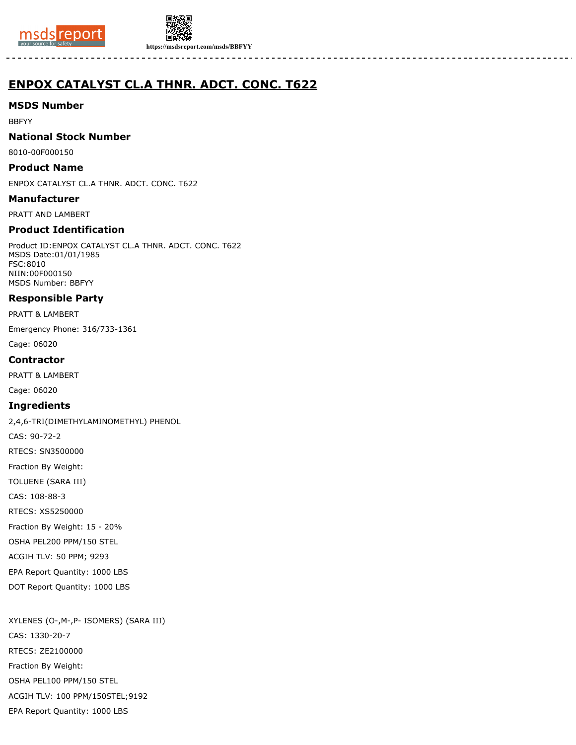# ENPOX CATALYST CL.A THNR. ADCT. CONC. T622

## MSDS Number

BBFYY

## National Stock Number

8010-00F000150

## Product Name

ENPOX CATALYST CL.A THNR. ADCT. CONC. T622

## Manufacturer

PRATT AND LAMBERT

## Product Identification

Product ID:ENPOX CATALYST CL.A THNR. ADCT. CONC. T622
MSDS Date:01/01/1985
FSC:8010
NIIN:00F000150
MSDS Number: BBFYY

## Responsible Party

PRATT & LAMBERT

Emergency Phone: 316/733-1361

Cage: 06020

## Contractor

PRATT & LAMBERT

Cage: 06020

## Ingredients

2,4,6-TRI(DIMETHYLAMINOMETHYL) PHENOL

CAS: 90-72-2

RTECS: SN3500000

Fraction By Weight:

TOLUENE (SARA III)

CAS: 108-88-3

RTECS: XS5250000

Fraction By Weight: 15 - 20%

OSHA PEL200 PPM/150 STEL

ACGIH TLV: 50 PPM; 9293

EPA Report Quantity: 1000 LBS

DOT Report Quantity: 1000 LBS

XYLENES (O-,M-,P- ISOMERS) (SARA III)

CAS: 1330-20-7

RTECS: ZE2100000

Fraction By Weight:

OSHA PEL100 PPM/150 STEL

ACGIH TLV: 100 PPM/150STEL;9192

EPA Report Quantity: 1000 LBS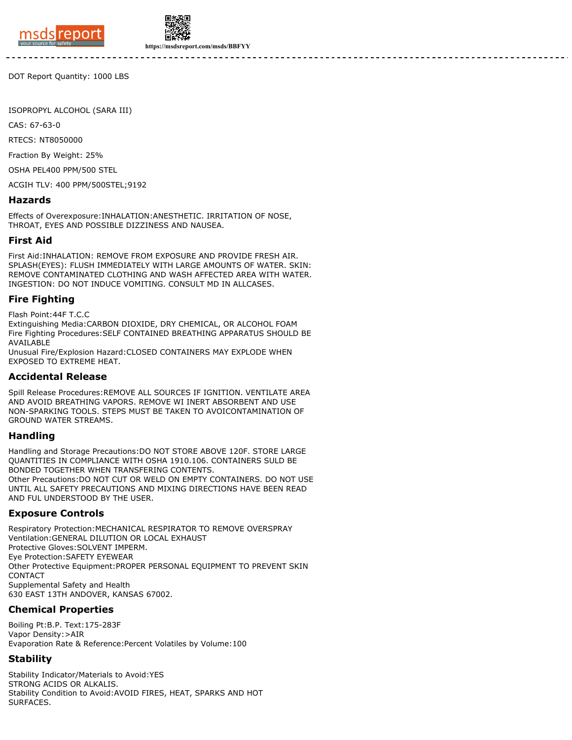DOT Report Quantity: 1000 LBS

ISOPROPYL ALCOHOL (SARA III)

CAS: 67-63-0

RTECS: NT8050000

Fraction By Weight: 25%

OSHA PEL400 PPM/500 STEL

ACGIH TLV: 400 PPM/500STEL;9192

## Hazards

Effects of Overexposure:INHALATION:ANESTHETIC. IRRITATION OF NOSE, THROAT, EYES AND POSSIBLE DIZZINESS AND NAUSEA.

## First Aid

First Aid:INHALATION: REMOVE FROM EXPOSURE AND PROVIDE FRESH AIR. SPLASH(EYES): FLUSH IMMEDIATELY WITH LARGE AMOUNTS OF WATER. SKIN: REMOVE CONTAMINATED CLOTHING AND WASH AFFECTED AREA WITH WATER. INGESTION: DO NOT INDUCE VOMITING. CONSULT MD IN ALLCASES.

## Fire Fighting

Flash Point:44F T.C.C
Extinguishing Media:CARBON DIOXIDE, DRY CHEMICAL, OR ALCOHOL FOAM
Fire Fighting Procedures:SELF CONTAINED BREATHING APPARATUS SHOULD BE AVAILABLE
Unusual Fire/Explosion Hazard:CLOSED CONTAINERS MAY EXPLODE WHEN EXPOSED TO EXTREME HEAT.

## Accidental Release

Spill Release Procedures:REMOVE ALL SOURCES IF IGNITION. VENTILATE AREA AND AVOID BREATHING VAPORS. REMOVE WI INERT ABSORBENT AND USE NON-SPARKING TOOLS. STEPS MUST BE TAKEN TO AVOICONTAMINATION OF GROUND WATER STREAMS.

## Handling

Handling and Storage Precautions:DO NOT STORE ABOVE 120F. STORE LARGE QUANTITIES IN COMPLIANCE WITH OSHA 1910.106. CONTAINERS SULD BE BONDED TOGETHER WHEN TRANSFERING CONTENTS.
Other Precautions:DO NOT CUT OR WELD ON EMPTY CONTAINERS. DO NOT USE UNTIL ALL SAFETY PRECAUTIONS AND MIXING DIRECTIONS HAVE BEEN READ AND FUL UNDERSTOOD BY THE USER.

## Exposure Controls

Respiratory Protection:MECHANICAL RESPIRATOR TO REMOVE OVERSPRAY
Ventilation:GENERAL DILUTION OR LOCAL EXHAUST
Protective Gloves:SOLVENT IMPERM.
Eye Protection:SAFETY EYEWEAR
Other Protective Equipment:PROPER PERSONAL EQUIPMENT TO PREVENT SKIN CONTACT
Supplemental Safety and Health
630 EAST 13TH ANDOVER, KANSAS 67002.

## Chemical Properties

Boiling Pt:B.P. Text:175-283F
Vapor Density:>AIR
Evaporation Rate & Reference:Percent Volatiles by Volume:100

## Stability

Stability Indicator/Materials to Avoid:YES
STRONG ACIDS OR ALKALIS.
Stability Condition to Avoid:AVOID FIRES, HEAT, SPARKS AND HOT SURFACES.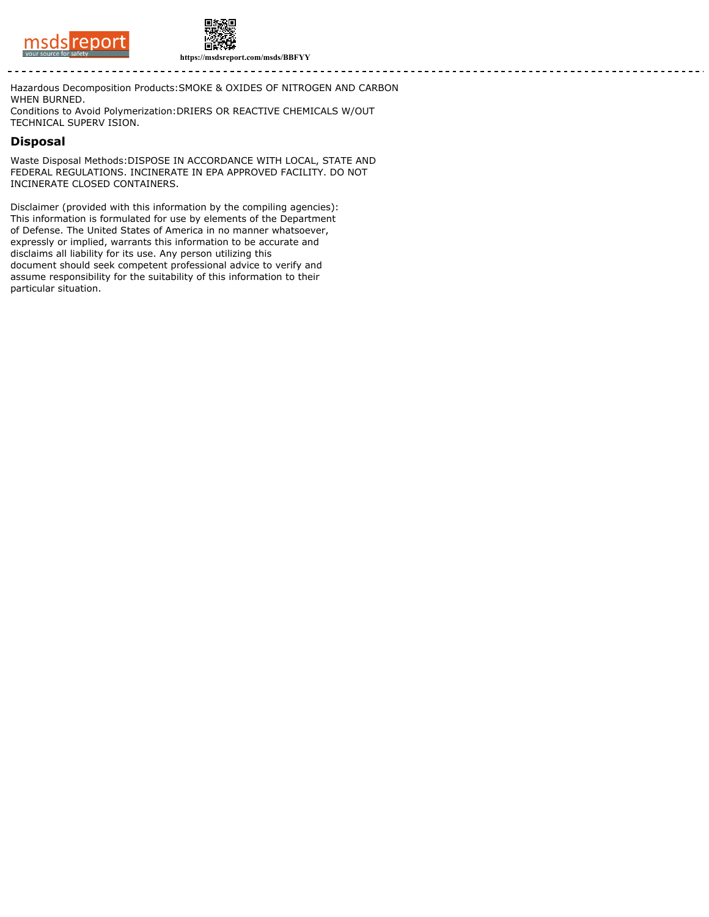Hazardous Decomposition Products:SMOKE & OXIDES OF NITROGEN AND CARBON WHEN BURNED.
Conditions to Avoid Polymerization:DRIERS OR REACTIVE CHEMICALS W/OUT TECHNICAL SUPERV ISION.

## Disposal

Waste Disposal Methods:DISPOSE IN ACCORDANCE WITH LOCAL, STATE AND FEDERAL REGULATIONS. INCINERATE IN EPA APPROVED FACILITY. DO NOT INCINERATE CLOSED CONTAINERS.

Disclaimer (provided with this information by the compiling agencies): This information is formulated for use by elements of the Department of Defense. The United States of America in no manner whatsoever, expressly or implied, warrants this information to be accurate and disclaims all liability for its use. Any person utilizing this document should seek competent professional advice to verify and assume responsibility for the suitability of this information to their particular situation.